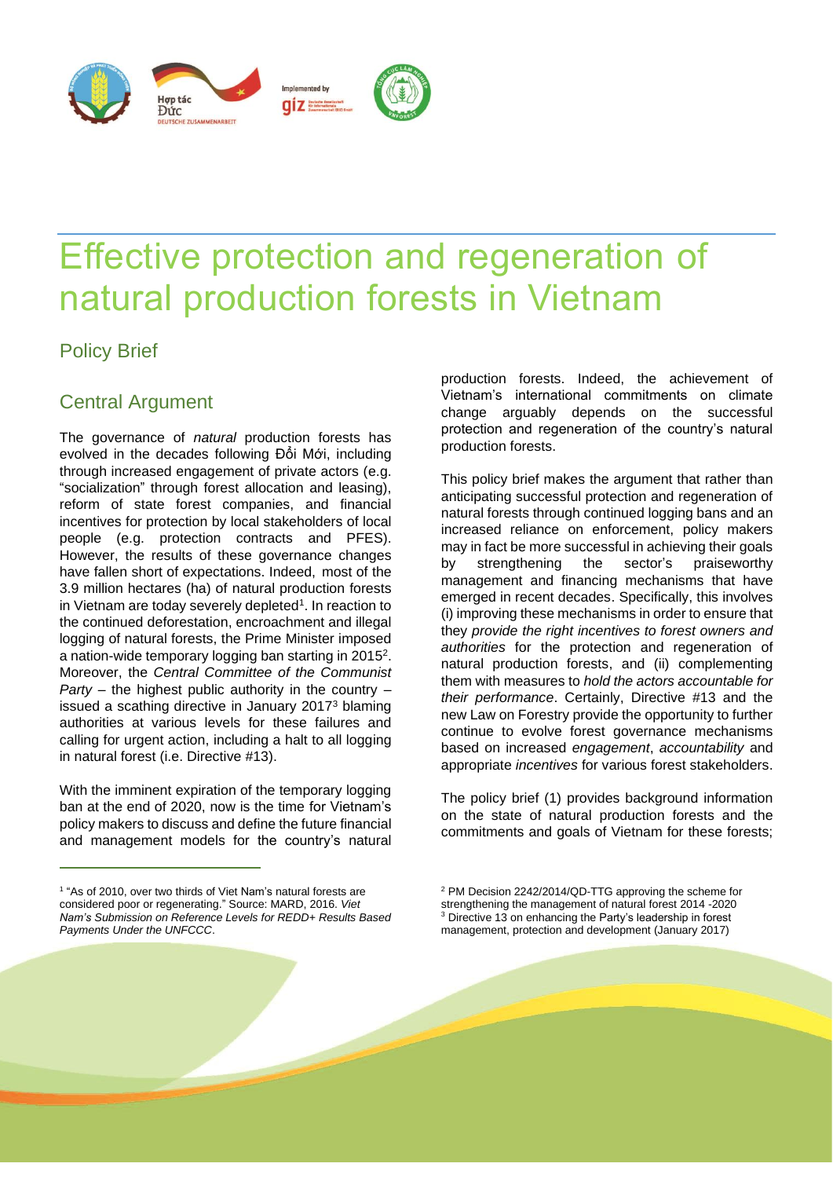# Effective protection and regeneration of natural production forests in Vietnam

## Policy Brief

## Central Argument

The governance of *natural* production forests has evolved in the decades following Đổi Mới, including through increased engagement of private actors (e.g. "socialization" through forest allocation and leasing), reform of state forest companies, and financial incentives for protection by local stakeholders of local people (e.g. protection contracts and PFES). However, the results of these governance changes have fallen short of expectations. Indeed, most of the 3.9 million hectares (ha) of natural production forests in Vietnam are today severely depleted[1]. In reaction to the continued deforestation, encroachment and illegal logging of natural forests, the Prime Minister imposed a nation-wide temporary logging ban starting in 2015[2]. Moreover, the *Central Committee of the Communist Party* – the highest public authority in the country – issued a scathing directive in January 2017[3] blaming authorities at various levels for these failures and calling for urgent action, including a halt to all logging in natural forest (i.e. Directive #13).

With the imminent expiration of the temporary logging ban at the end of 2020, now is the time for Vietnam's policy makers to discuss and define the future financial and management models for the country's natural production forests. Indeed, the achievement of Vietnam's international commitments on climate change arguably depends on the successful protection and regeneration of the country's natural production forests.

This policy brief makes the argument that rather than anticipating successful protection and regeneration of natural forests through continued logging bans and an increased reliance on enforcement, policy makers may in fact be more successful in achieving their goals by strengthening the sector's praiseworthy management and financing mechanisms that have emerged in recent decades. Specifically, this involves (i) improving these mechanisms in order to ensure that they *provide the right incentives to forest owners and authorities* for the protection and regeneration of natural production forests, and (ii) complementing them with measures to *hold the actors accountable for their performance*. Certainly, Directive #13 and the new Law on Forestry provide the opportunity to further continue to evolve forest governance mechanisms based on increased *engagement*, *accountability* and appropriate *incentives* for various forest stakeholders.

The policy brief (1) provides background information on the state of natural production forests and the commitments and goals of Vietnam for these forests;

---

[1] "As of 2010, over two thirds of Viet Nam's natural forests are considered poor or regenerating." Source: MARD, 2016. *Viet Nam's Submission on Reference Levels for REDD+ Results Based Payments Under the UNFCCC*.

[2] PM Decision 2242/2014/QD-TTG approving the scheme for strengthening the management of natural forest 2014 -2020

[3] Directive 13 on enhancing the Party's leadership in forest management, protection and development (January 2017)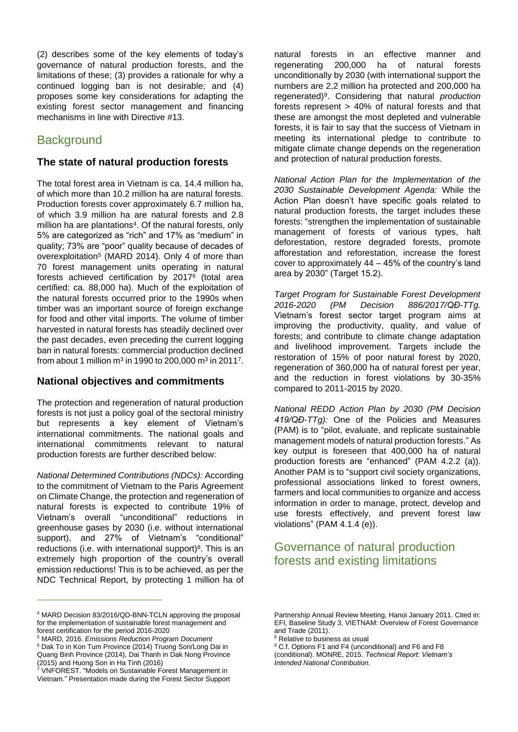(2) describes some of the key elements of today's governance of natural production forests, and the limitations of these; (3) provides a rationale for why a continued logging ban is not desirable; and (4) proposes some key considerations for adapting the existing forest sector management and financing mechanisms in line with Directive #13.

## Background

### The state of natural production forests

The total forest area in Vietnam is ca. 14.4 million ha, of which more than 10.2 million ha are natural forests. Production forests cover approximately 6.7 million ha, of which 3.9 million ha are natural forests and 2.8 million ha are plantations[4]. Of the natural forests, only 5% are categorized as "rich" and 17% as "medium" in quality; 73% are "poor" quality because of decades of overexploitation[5] (MARD 2014). Only 4 of more than 70 forest management units operating in natural forests achieved certification by 2017[6] (total area certified: ca. 88,000 ha). Much of the exploitation of the natural forests occurred prior to the 1990s when timber was an important source of foreign exchange for food and other vital imports. The volume of timber harvested in natural forests has steadily declined over the past decades, even preceding the current logging ban in natural forests: commercial production declined from about 1 million $m^3$ in 1990 to 200,000 $m^3$ in 2011[7].

### National objectives and commitments

The protection and regeneration of natural production forests is not just a policy goal of the sectoral ministry but represents a key element of Vietnam's international commitments. The national goals and international commitments relevant to natural production forests are further described below:

*National Determined Contributions (NDCs):* According to the commitment of Vietnam to the Paris Agreement on Climate Change, the protection and regeneration of natural forests is expected to contribute 19% of Vietnam's overall "unconditional" reductions in greenhouse gases by 2030 (i.e. without international support), and 27% of Vietnam's "conditional" reductions (i.e. with international support)[8]. This is an extremely high proportion of the country's overall emission reductions! This is to be achieved, as per the NDC Technical Report, by protecting 1 million ha of natural forests in an effective manner and regenerating 200,000 ha of natural forests unconditionally by 2030 (with international support the numbers are 2,2 million ha protected and 200,000 ha regenerated)[9]. Considering that natural *production* forests represent > 40% of natural forests and that these are amongst the most depleted and vulnerable forests, it is fair to say that the success of Vietnam in meeting its international pledge to contribute to mitigate climate change depends on the regeneration and protection of natural production forests.

*National Action Plan for the Implementation of the 2030 Sustainable Development Agenda:* While the Action Plan doesn't have specific goals related to natural production forests, the target includes these forests: "strengthen the implementation of sustainable management of forests of various types, halt deforestation, restore degraded forests, promote afforestation and reforestation, increase the forest cover to approximately 44 – 45% of the country's land area by 2030" (Target 15.2).

*Target Program for Sustainable Forest Development 2016-2020 (PM Decision 886/2017/QĐ-TTg.* Vietnam's forest sector target program aims at improving the productivity, quality, and value of forests; and contribute to climate change adaptation and livelihood improvement. Targets include the restoration of 15% of poor natural forest by 2020, regeneration of 360,000 ha of natural forest per year, and the reduction in forest violations by 30-35% compared to 2011-2015 by 2020.

*National REDD Action Plan by 2030 (PM Decision 419/QĐ-TTg):* One of the Policies and Measures (PAM) is to "pilot, evaluate, and replicate sustainable management models of natural production forests." As key output is foreseen that 400,000 ha of natural production forests are "enhanced" (PAM 4.2.2 (a)). Another PAM is to "support civil society organizations, professional associations linked to forest owners, farmers and local communities to organize and access information in order to manage, protect, develop and use forests effectively, and prevent forest law violations" (PAM 4.1.4 (e)).

## Governance of natural production forests and existing limitations

---

[4] MARD Decision 83/2016/QD-BNN-TCLN approving the proposal for the implementation of sustainable forest management and forest certification for the period 2016-2020

[5] MARD, 2016. *Emissions Reduction Program Document*

[6] Dak To in Kon Tum Province (2014) Truong Son/Long Dai in Quang Binh Province (2014), Dai Thanh in Dak Nong Province (2015) and Huong Son in Ha Tinh (2016)

[7] VNFOREST. "Models on Sustainable Forest Management in Vietnam." Presentation made during the Forest Sector Support Partnership Annual Review Meeting, Hanoi January 2011. Cited in: EFI, Baseline Study 3, VIETNAM: Overview of Forest Governance and Trade (2011).

[8] Relative to business as usual

[9] C.f. Options F1 and F4 (unconditional) and F6 and F8 (conditional). MONRE, 2015. *Technical Report: Vietnam's Intended National Contribution.*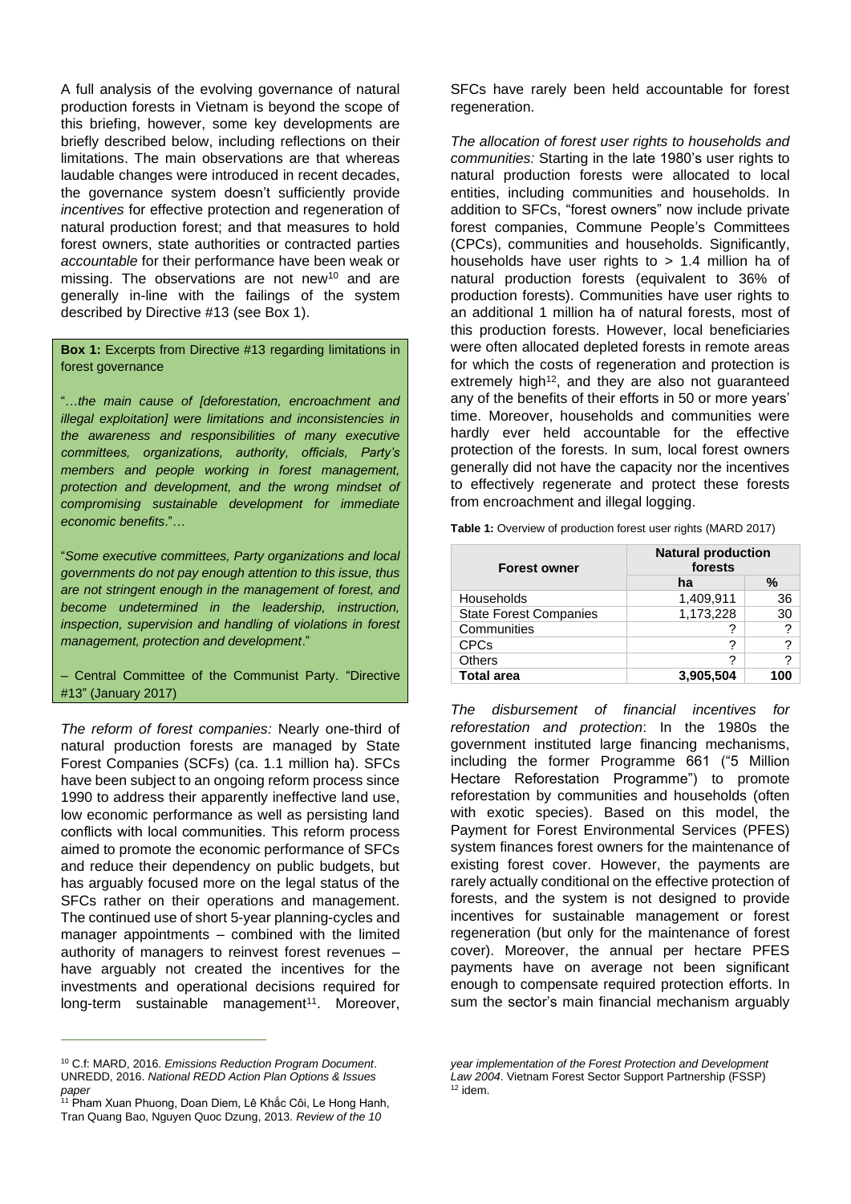A full analysis of the evolving governance of natural production forests in Vietnam is beyond the scope of this briefing, however, some key developments are briefly described below, including reflections on their limitations. The main observations are that whereas laudable changes were introduced in recent decades, the governance system doesn't sufficiently provide *incentives* for effective protection and regeneration of natural production forest; and that measures to hold forest owners, state authorities or contracted parties *accountable* for their performance have been weak or missing. The observations are not new[10] and are generally in-line with the failings of the system described by Directive #13 (see Box 1).

> **Box 1:** Excerpts from Directive #13 regarding limitations in forest governance
>
> "…*the main cause of [deforestation, encroachment and illegal exploitation] were limitations and inconsistencies in the awareness and responsibilities of many executive committees, organizations, authority, officials, Party's members and people working in forest management, protection and development, and the wrong mindset of compromising sustainable development for immediate economic benefits*."…
>
> "*Some executive committees, Party organizations and local governments do not pay enough attention to this issue, thus are not stringent enough in the management of forest, and become undetermined in the leadership, instruction, inspection, supervision and handling of violations in forest management, protection and development*."
>
> – Central Committee of the Communist Party. "Directive #13" (January 2017)

*The reform of forest companies:* Nearly one-third of natural production forests are managed by State Forest Companies (SCFs) (ca. 1.1 million ha). SFCs have been subject to an ongoing reform process since 1990 to address their apparently ineffective land use, low economic performance as well as persisting land conflicts with local communities. This reform process aimed to promote the economic performance of SFCs and reduce their dependency on public budgets, but has arguably focused more on the legal status of the SFCs rather on their operations and management. The continued use of short 5-year planning-cycles and manager appointments – combined with the limited authority of managers to reinvest forest revenues – have arguably not created the incentives for the investments and operational decisions required for long-term sustainable management[11]. Moreover, SFCs have rarely been held accountable for forest regeneration.

*The allocation of forest user rights to households and communities:* Starting in the late 1980's user rights to natural production forests were allocated to local entities, including communities and households. In addition to SFCs, "forest owners" now include private forest companies, Commune People's Committees (CPCs), communities and households. Significantly, households have user rights to > 1.4 million ha of natural production forests (equivalent to 36% of production forests). Communities have user rights to an additional 1 million ha of natural forests, most of this production forests. However, local beneficiaries were often allocated depleted forests in remote areas for which the costs of regeneration and protection is extremely high[12], and they are also not guaranteed any of the benefits of their efforts in 50 or more years' time. Moreover, households and communities were hardly ever held accountable for the effective protection of the forests. In sum, local forest owners generally did not have the capacity nor the incentives to effectively regenerate and protect these forests from encroachment and illegal logging.

**Table 1:** Overview of production forest user rights (MARD 2017)

| Forest owner | Natural production forests | |
|---|---|---|
| | **ha** | **%** |
| Households | 1,409,911 | 36 |
| State Forest Companies | 1,173,228 | 30 |
| Communities | ? | ? |
| CPCs | ? | ? |
| Others | ? | ? |
| **Total area** | **3,905,504** | **100** |

*The disbursement of financial incentives for reforestation and protection*: In the 1980s the government instituted large financing mechanisms, including the former Programme 661 ("5 Million Hectare Reforestation Programme") to promote reforestation by communities and households (often with exotic species). Based on this model, the Payment for Forest Environmental Services (PFES) system finances forest owners for the maintenance of existing forest cover. However, the payments are rarely actually conditional on the effective protection of forests, and the system is not designed to provide incentives for sustainable management or forest regeneration (but only for the maintenance of forest cover). Moreover, the annual per hectare PFES payments have on average not been significant enough to compensate required protection efforts. In sum the sector's main financial mechanism arguably

---

[10] C.f: MARD, 2016. *Emissions Reduction Program Document*. UNREDD, 2016. *National REDD Action Plan Options & Issues paper*

[11] Pham Xuan Phuong, Doan Diem, Lê Khắc Côi, Le Hong Hanh, Tran Quang Bao, Nguyen Quoc Dzung, 2013. *Review of the 10 year implementation of the Forest Protection and Development Law 2004*. Vietnam Forest Sector Support Partnership (FSSP)

[12] idem.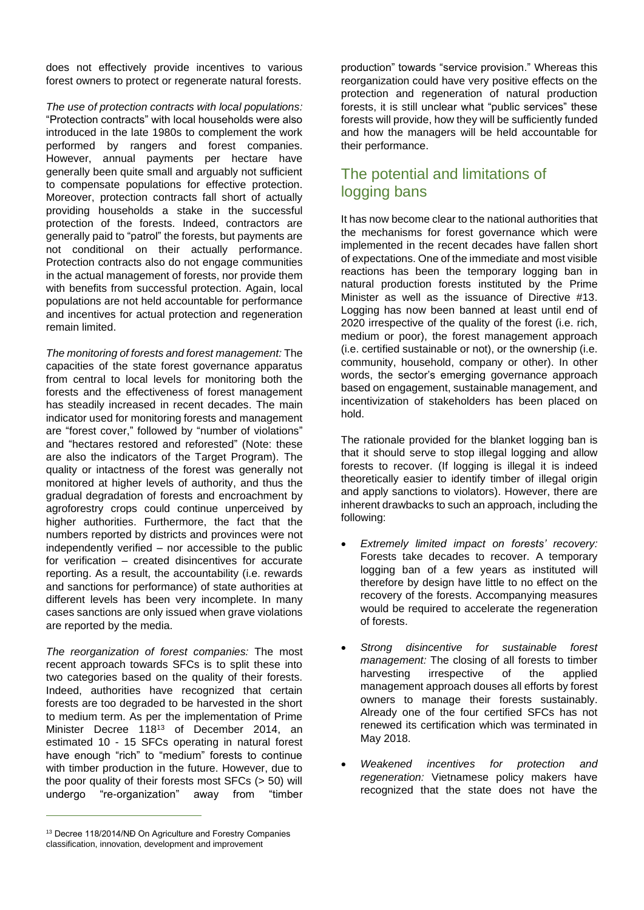does not effectively provide incentives to various forest owners to protect or regenerate natural forests.

*The use of protection contracts with local populations:* "Protection contracts" with local households were also introduced in the late 1980s to complement the work performed by rangers and forest companies. However, annual payments per hectare have generally been quite small and arguably not sufficient to compensate populations for effective protection. Moreover, protection contracts fall short of actually providing households a stake in the successful protection of the forests. Indeed, contractors are generally paid to "patrol" the forests, but payments are not conditional on their actually performance. Protection contracts also do not engage communities in the actual management of forests, nor provide them with benefits from successful protection. Again, local populations are not held accountable for performance and incentives for actual protection and regeneration remain limited.

*The monitoring of forests and forest management:* The capacities of the state forest governance apparatus from central to local levels for monitoring both the forests and the effectiveness of forest management has steadily increased in recent decades. The main indicator used for monitoring forests and management are "forest cover," followed by "number of violations" and "hectares restored and reforested" (Note: these are also the indicators of the Target Program). The quality or intactness of the forest was generally not monitored at higher levels of authority, and thus the gradual degradation of forests and encroachment by agroforestry crops could continue unperceived by higher authorities. Furthermore, the fact that the numbers reported by districts and provinces were not independently verified – nor accessible to the public for verification – created disincentives for accurate reporting. As a result, the accountability (i.e. rewards and sanctions for performance) of state authorities at different levels has been very incomplete. In many cases sanctions are only issued when grave violations are reported by the media.

*The reorganization of forest companies:* The most recent approach towards SFCs is to split these into two categories based on the quality of their forests. Indeed, authorities have recognized that certain forests are too degraded to be harvested in the short to medium term. As per the implementation of Prime Minister Decree 118[13] of December 2014, an estimated 10 - 15 SFCs operating in natural forest have enough "rich" to "medium" forests to continue with timber production in the future. However, due to the poor quality of their forests most SFCs (> 50) will undergo "re-organization" away from "timber production" towards "service provision." Whereas this reorganization could have very positive effects on the protection and regeneration of natural production forests, it is still unclear what "public services" these forests will provide, how they will be sufficiently funded and how the managers will be held accountable for their performance.

## The potential and limitations of logging bans

It has now become clear to the national authorities that the mechanisms for forest governance which were implemented in the recent decades have fallen short of expectations. One of the immediate and most visible reactions has been the temporary logging ban in natural production forests instituted by the Prime Minister as well as the issuance of Directive #13. Logging has now been banned at least until end of 2020 irrespective of the quality of the forest (i.e. rich, medium or poor), the forest management approach (i.e. certified sustainable or not), or the ownership (i.e. community, household, company or other). In other words, the sector's emerging governance approach based on engagement, sustainable management, and incentivization of stakeholders has been placed on hold.

The rationale provided for the blanket logging ban is that it should serve to stop illegal logging and allow forests to recover. (If logging is illegal it is indeed theoretically easier to identify timber of illegal origin and apply sanctions to violators). However, there are inherent drawbacks to such an approach, including the following:

- *Extremely limited impact on forests' recovery:* Forests take decades to recover. A temporary logging ban of a few years as instituted will therefore by design have little to no effect on the recovery of the forests. Accompanying measures would be required to accelerate the regeneration of forests.
- *Strong disincentive for sustainable forest management:* The closing of all forests to timber harvesting irrespective of the applied management approach douses all efforts by forest owners to manage their forests sustainably. Already one of the four certified SFCs has not renewed its certification which was terminated in May 2018.
- *Weakened incentives for protection and regeneration:* Vietnamese policy makers have recognized that the state does not have the

[13] Decree 118/2014/NĐ On Agriculture and Forestry Companies classification, innovation, development and improvement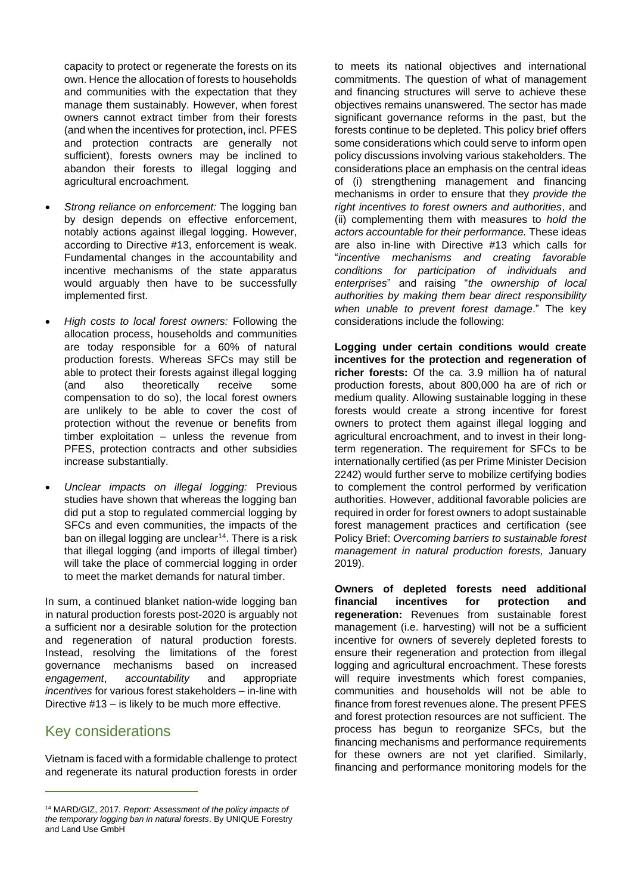capacity to protect or regenerate the forests on its own. Hence the allocation of forests to households and communities with the expectation that they manage them sustainably. However, when forest owners cannot extract timber from their forests (and when the incentives for protection, incl. PFES and protection contracts are generally not sufficient), forests owners may be inclined to abandon their forests to illegal logging and agricultural encroachment.

- *Strong reliance on enforcement:* The logging ban by design depends on effective enforcement, notably actions against illegal logging. However, according to Directive #13, enforcement is weak. Fundamental changes in the accountability and incentive mechanisms of the state apparatus would arguably then have to be successfully implemented first.
- *High costs to local forest owners:* Following the allocation process, households and communities are today responsible for a 60% of natural production forests. Whereas SFCs may still be able to protect their forests against illegal logging (and also theoretically receive some compensation to do so), the local forest owners are unlikely to be able to cover the cost of protection without the revenue or benefits from timber exploitation – unless the revenue from PFES, protection contracts and other subsidies increase substantially.
- *Unclear impacts on illegal logging:* Previous studies have shown that whereas the logging ban did put a stop to regulated commercial logging by SFCs and even communities, the impacts of the ban on illegal logging are unclear[14]. There is a risk that illegal logging (and imports of illegal timber) will take the place of commercial logging in order to meet the market demands for natural timber.

In sum, a continued blanket nation-wide logging ban in natural production forests post-2020 is arguably not a sufficient nor a desirable solution for the protection and regeneration of natural production forests. Instead, resolving the limitations of the forest governance mechanisms based on increased *engagement*, *accountability* and appropriate *incentives* for various forest stakeholders – in-line with Directive #13 – is likely to be much more effective.

## Key considerations

Vietnam is faced with a formidable challenge to protect and regenerate its natural production forests in order to meets its national objectives and international commitments. The question of what of management and financing structures will serve to achieve these objectives remains unanswered. The sector has made significant governance reforms in the past, but the forests continue to be depleted. This policy brief offers some considerations which could serve to inform open policy discussions involving various stakeholders. The considerations place an emphasis on the central ideas of (i) strengthening management and financing mechanisms in order to ensure that they *provide the right incentives to forest owners and authorities*, and (ii) complementing them with measures to *hold the actors accountable for their performance.* These ideas are also in-line with Directive #13 which calls for "*incentive mechanisms and creating favorable conditions for participation of individuals and enterprises*" and raising "*the ownership of local authorities by making them bear direct responsibility when unable to prevent forest damage*." The key considerations include the following:

**Logging under certain conditions would create incentives for the protection and regeneration of richer forests:** Of the ca. 3.9 million ha of natural production forests, about 800,000 ha are of rich or medium quality. Allowing sustainable logging in these forests would create a strong incentive for forest owners to protect them against illegal logging and agricultural encroachment, and to invest in their long-term regeneration. The requirement for SFCs to be internationally certified (as per Prime Minister Decision 2242) would further serve to mobilize certifying bodies to complement the control performed by verification authorities. However, additional favorable policies are required in order for forest owners to adopt sustainable forest management practices and certification (see Policy Brief: *Overcoming barriers to sustainable forest management in natural production forests,* January 2019).

**Owners of depleted forests need additional financial incentives for protection and regeneration:** Revenues from sustainable forest management (i.e. harvesting) will not be a sufficient incentive for owners of severely depleted forests to ensure their regeneration and protection from illegal logging and agricultural encroachment. These forests will require investments which forest companies, communities and households will not be able to finance from forest revenues alone. The present PFES and forest protection resources are not sufficient. The process has begun to reorganize SFCs, but the financing mechanisms and performance requirements for these owners are not yet clarified. Similarly, financing and performance monitoring models for the

[14] MARD/GIZ, 2017. *Report: Assessment of the policy impacts of the temporary logging ban in natural forests*. By UNIQUE Forestry and Land Use GmbH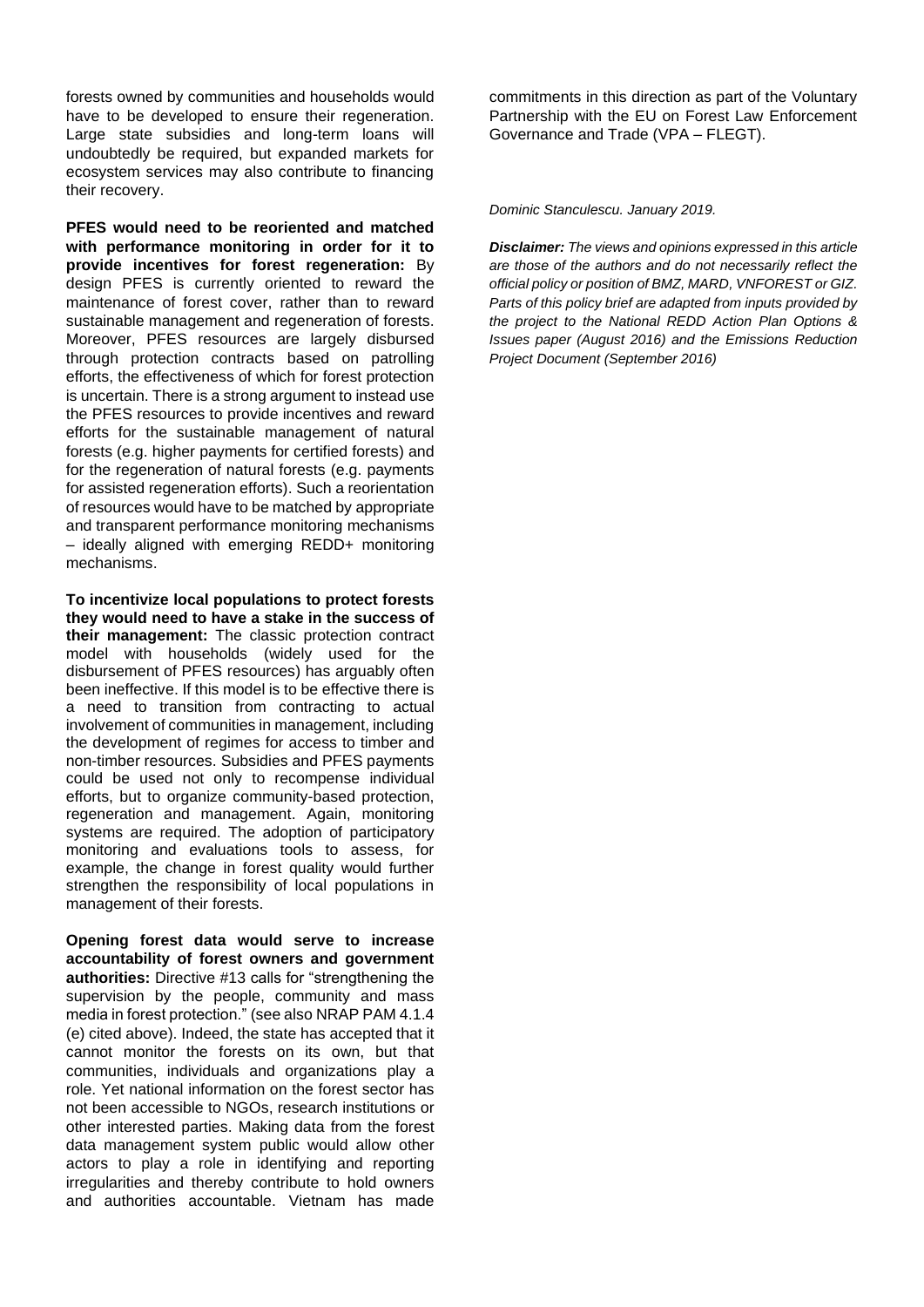forests owned by communities and households would have to be developed to ensure their regeneration. Large state subsidies and long-term loans will undoubtedly be required, but expanded markets for ecosystem services may also contribute to financing their recovery.

**PFES would need to be reoriented and matched with performance monitoring in order for it to provide incentives for forest regeneration:** By design PFES is currently oriented to reward the maintenance of forest cover, rather than to reward sustainable management and regeneration of forests. Moreover, PFES resources are largely disbursed through protection contracts based on patrolling efforts, the effectiveness of which for forest protection is uncertain. There is a strong argument to instead use the PFES resources to provide incentives and reward efforts for the sustainable management of natural forests (e.g. higher payments for certified forests) and for the regeneration of natural forests (e.g. payments for assisted regeneration efforts). Such a reorientation of resources would have to be matched by appropriate and transparent performance monitoring mechanisms – ideally aligned with emerging REDD+ monitoring mechanisms.

**To incentivize local populations to protect forests they would need to have a stake in the success of their management:** The classic protection contract model with households (widely used for the disbursement of PFES resources) has arguably often been ineffective. If this model is to be effective there is a need to transition from contracting to actual involvement of communities in management, including the development of regimes for access to timber and non-timber resources. Subsidies and PFES payments could be used not only to recompense individual efforts, but to organize community-based protection, regeneration and management. Again, monitoring systems are required. The adoption of participatory monitoring and evaluations tools to assess, for example, the change in forest quality would further strengthen the responsibility of local populations in management of their forests.

**Opening forest data would serve to increase accountability of forest owners and government authorities:** Directive #13 calls for "strengthening the supervision by the people, community and mass media in forest protection." (see also NRAP PAM 4.1.4 (e) cited above). Indeed, the state has accepted that it cannot monitor the forests on its own, but that communities, individuals and organizations play a role. Yet national information on the forest sector has not been accessible to NGOs, research institutions or other interested parties. Making data from the forest data management system public would allow other actors to play a role in identifying and reporting irregularities and thereby contribute to hold owners and authorities accountable. Vietnam has made commitments in this direction as part of the Voluntary Partnership with the EU on Forest Law Enforcement Governance and Trade (VPA – FLEGT).

*Dominic Stanculescu. January 2019.*

***Disclaimer:*** *The views and opinions expressed in this article are those of the authors and do not necessarily reflect the official policy or position of BMZ, MARD, VNFOREST or GIZ. Parts of this policy brief are adapted from inputs provided by the project to the National REDD Action Plan Options & Issues paper (August 2016) and the Emissions Reduction Project Document (September 2016)*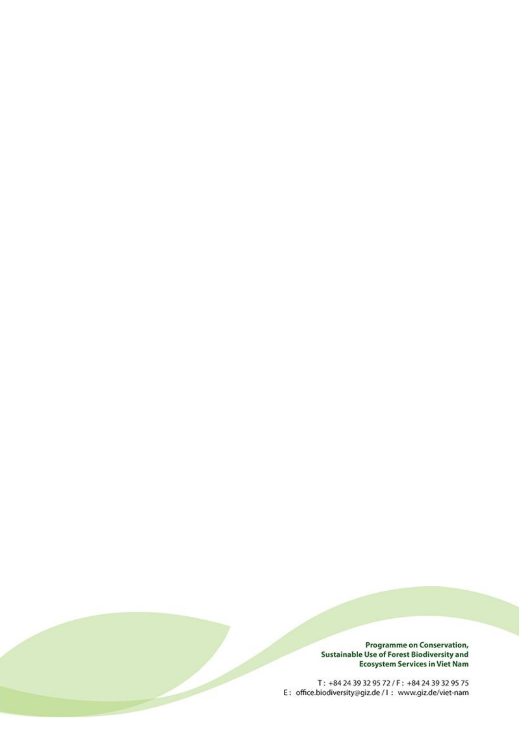**Programme on Conservation, Sustainable Use of Forest Biodiversity and Ecosystem Services in Viet Nam**

T : +84 24 39 32 95 72 / F : +84 24 39 32 95 75
E : office.biodiversity@giz.de / I : www.giz.de/viet-nam